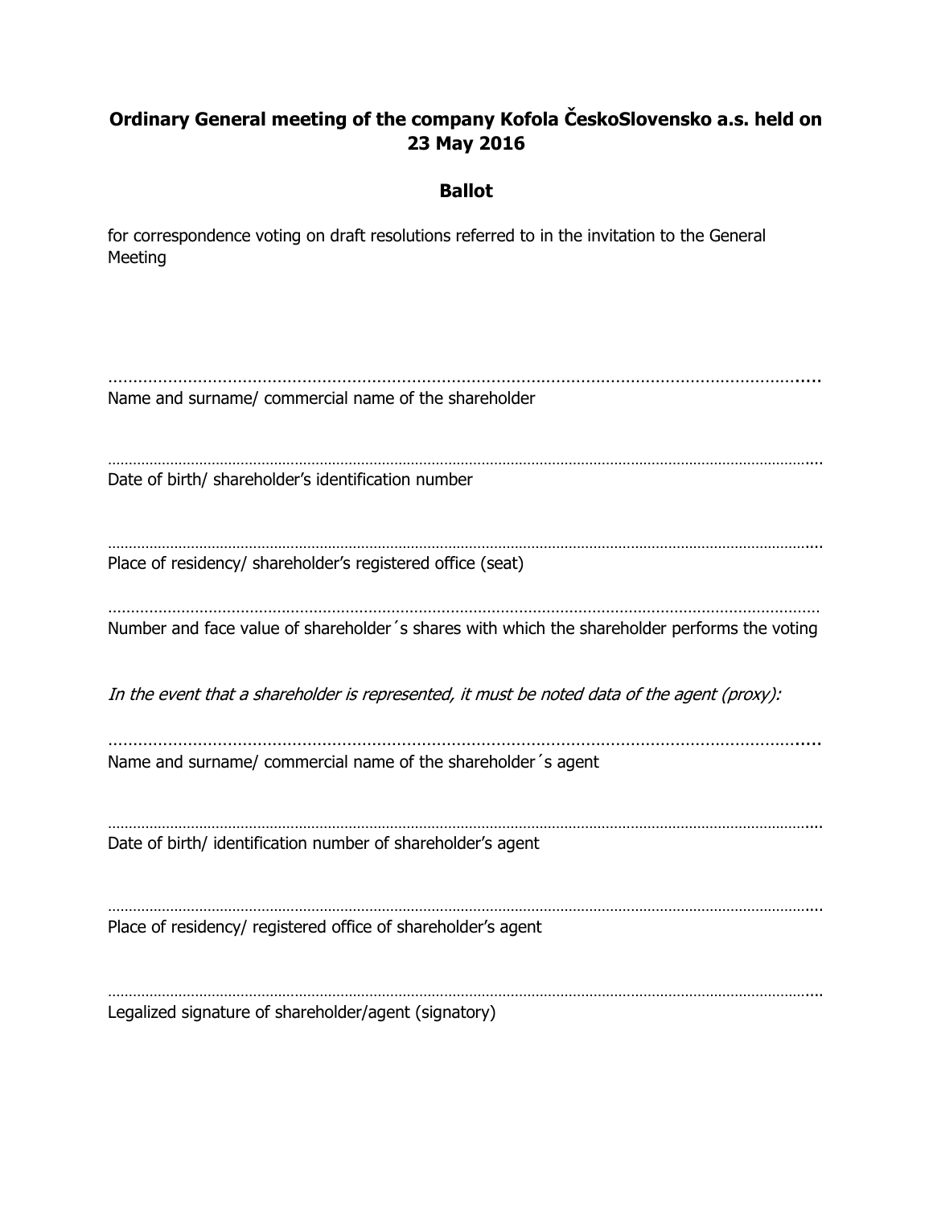**Ordinary General meeting of the company Kofola ČeskoSlovensko a.s. held on 23 May 2016**

**Ballot**

for correspondence voting on draft resolutions referred to in the invitation to the General Meeting

.............................................................................................................................................

Name and surname/ commercial name of the shareholder

.............................................................................................................................................

Date of birth/ shareholder's identification number

.............................................................................................................................................

Place of residency/ shareholder's registered office (seat)

.............................................................................................................................................

Number and face value of shareholder´s shares with which the shareholder performs the voting

*In the event that a shareholder is represented, it must be noted data of the agent (proxy):*

.............................................................................................................................................

Name and surname/ commercial name of the shareholder´s agent

.............................................................................................................................................

Date of birth/ identification number of shareholder's agent

.............................................................................................................................................

Place of residency/ registered office of shareholder's agent

.............................................................................................................................................

Legalized signature of shareholder/agent (signatory)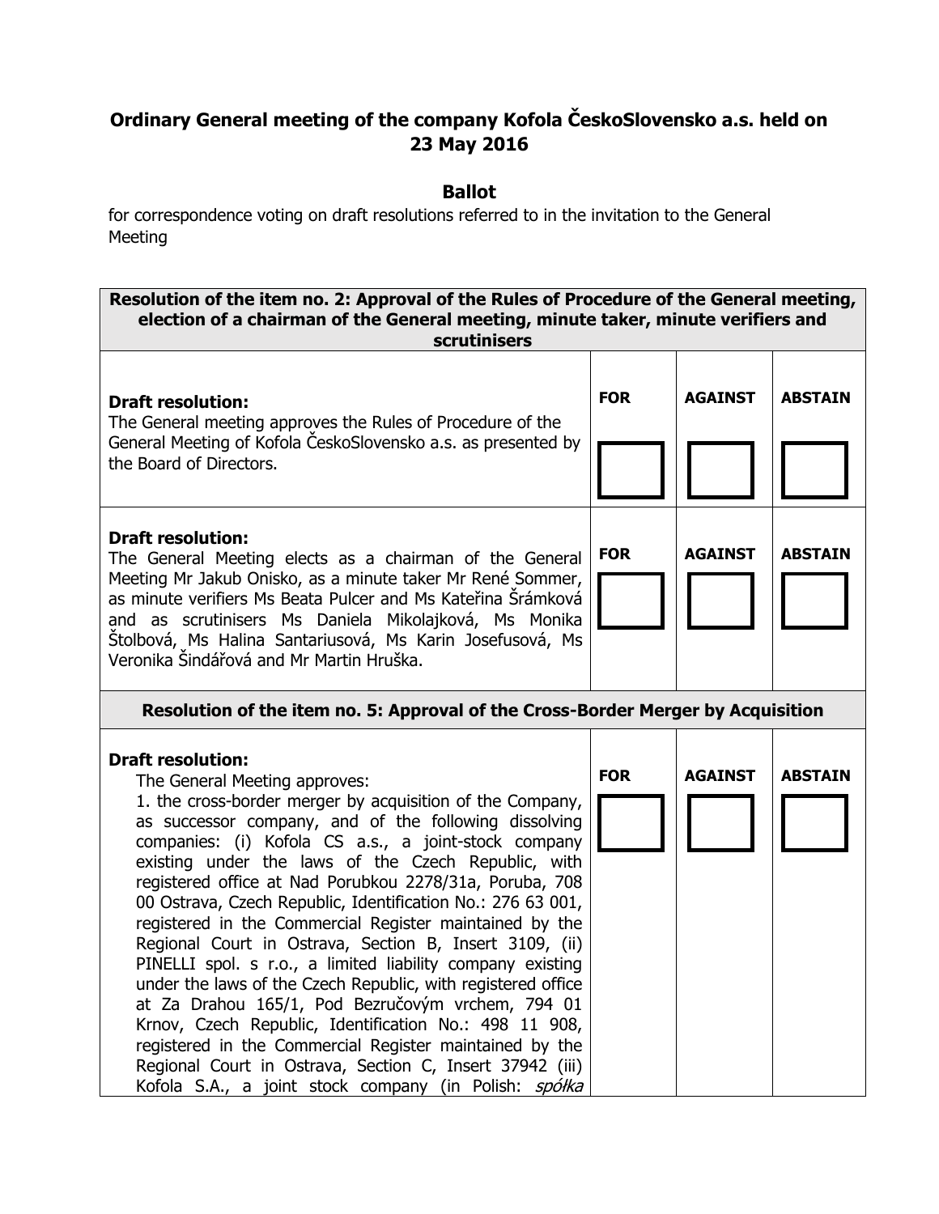## Ordinary General meeting of the company Kofola ČeskoSlovensko a.s. held on 23 May 2016

### Ballot

for correspondence voting on draft resolutions referred to in the invitation to the General Meeting

| **Resolution of the item no. 2: Approval of the Rules of Procedure of the General meeting, election of a chairman of the General meeting, minute taker, minute verifiers and scrutinisers** | | | |
|---|---|---|---|
| **Draft resolution:**<br>The General meeting approves the Rules of Procedure of the General Meeting of Kofola ČeskoSlovensko a.s. as presented by the Board of Directors. | **FOR** | **AGAINST** | **ABSTAIN** |
| **Draft resolution:**<br>The General Meeting elects as a chairman of the General Meeting Mr Jakub Onisko, as a minute taker Mr René Sommer, as minute verifiers Ms Beata Pulcer and Ms Kateřina Šrámková and as scrutinisers Ms Daniela Mikolajková, Ms Monika Štolbová, Ms Halina Santariusová, Ms Karin Josefusová, Ms Veronika Šindářová and Mr Martin Hruška. | **FOR** | **AGAINST** | **ABSTAIN** |
| **Resolution of the item no. 5: Approval of the Cross-Border Merger by Acquisition** | | | |
| **Draft resolution:**<br>The General Meeting approves:<br>1. the cross-border merger by acquisition of the Company, as successor company, and of the following dissolving companies: (i) Kofola CS a.s., a joint-stock company existing under the laws of the Czech Republic, with registered office at Nad Porubkou 2278/31a, Poruba, 708 00 Ostrava, Czech Republic, Identification No.: 276 63 001, registered in the Commercial Register maintained by the Regional Court in Ostrava, Section B, Insert 3109, (ii) PINELLI spol. s r.o., a limited liability company existing under the laws of the Czech Republic, with registered office at Za Drahou 165/1, Pod Bezručovým vrchem, 794 01 Krnov, Czech Republic, Identification No.: 498 11 908, registered in the Commercial Register maintained by the Regional Court in Ostrava, Section C, Insert 37942 (iii) Kofola S.A., a joint stock company (in Polish: *spółka* | **FOR** | **AGAINST** | **ABSTAIN** |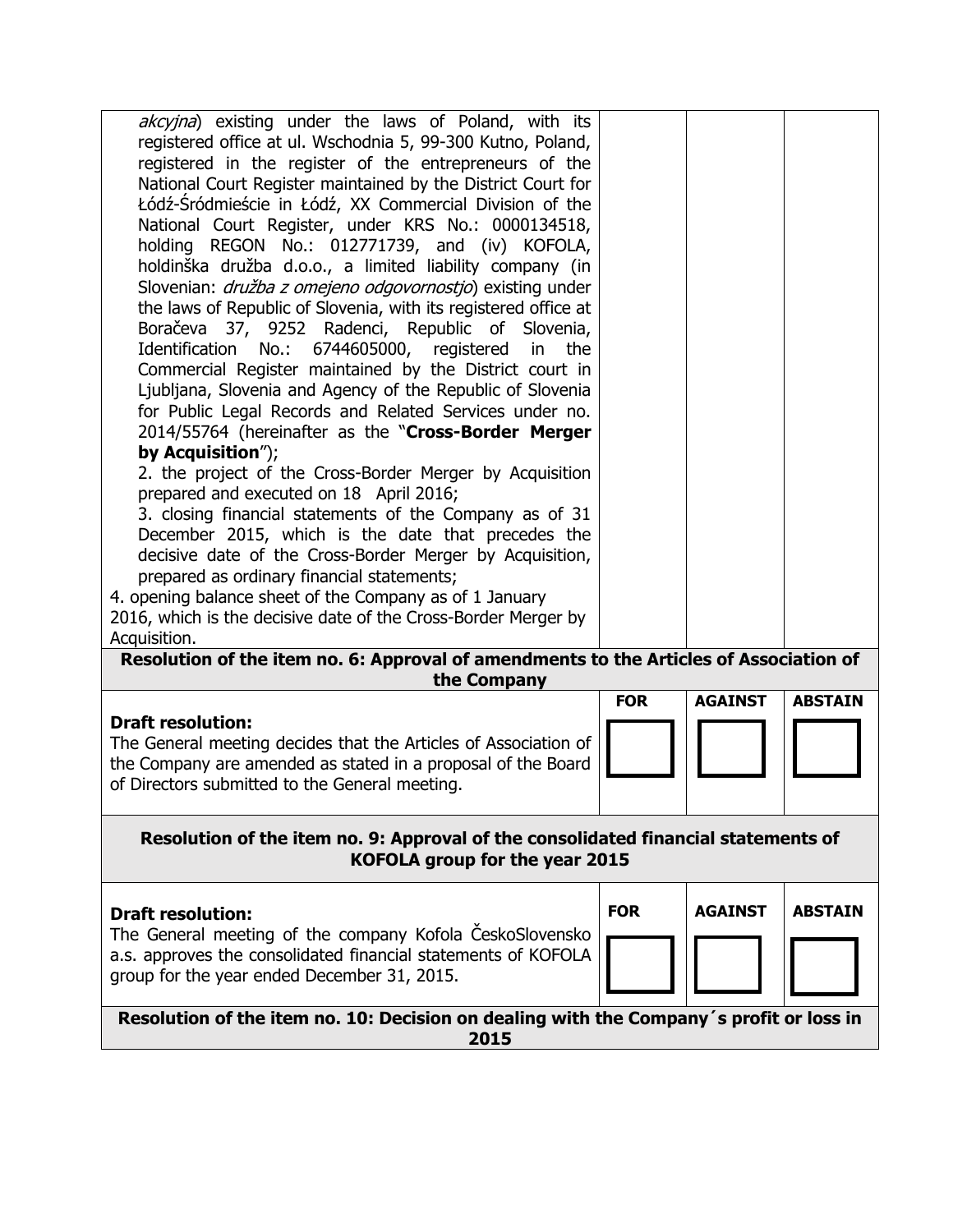| | | | |
|---|---|---|---|
| *akcyjna*) existing under the laws of Poland, with its registered office at ul. Wschodnia 5, 99-300 Kutno, Poland, registered in the register of the entrepreneurs of the National Court Register maintained by the District Court for Łódź-Śródmieście in Łódź, XX Commercial Division of the National Court Register, under KRS No.: 0000134518, holding REGON No.: 012771739, and (iv) KOFOLA, holdinška družba d.o.o., a limited liability company (in Slovenian: *družba z omejeno odgovornostjo*) existing under the laws of Republic of Slovenia, with its registered office at Boračeva 37, 9252 Radenci, Republic of Slovenia, Identification No.: 6744605000, registered in the Commercial Register maintained by the District court in Ljubljana, Slovenia and Agency of the Republic of Slovenia for Public Legal Records and Related Services under no. 2014/55764 (hereinafter as the "**Cross-Border Merger by Acquisition**");<br>2. the project of the Cross-Border Merger by Acquisition prepared and executed on 18 April 2016;<br>3. closing financial statements of the Company as of 31 December 2015, which is the date that precedes the decisive date of the Cross-Border Merger by Acquisition, prepared as ordinary financial statements;<br>4. opening balance sheet of the Company as of 1 January 2016, which is the decisive date of the Cross-Border Merger by Acquisition. | | | |
| **Resolution of the item no. 6: Approval of amendments to the Articles of Association of the Company** | | | |
| **Draft resolution:**<br>The General meeting decides that the Articles of Association of the Company are amended as stated in a proposal of the Board of Directors submitted to the General meeting. | **FOR**<br>☐ | **AGAINST**<br>☐ | **ABSTAIN**<br>☐ |
| **Resolution of the item no. 9: Approval of the consolidated financial statements of KOFOLA group for the year 2015** | | | |
| **Draft resolution:**<br>The General meeting of the company Kofola ČeskoSlovensko a.s. approves the consolidated financial statements of KOFOLA group for the year ended December 31, 2015. | **FOR**<br>☐ | **AGAINST**<br>☐ | **ABSTAIN**<br>☐ |
| **Resolution of the item no. 10: Decision on dealing with the Company´s profit or loss in 2015** | | | |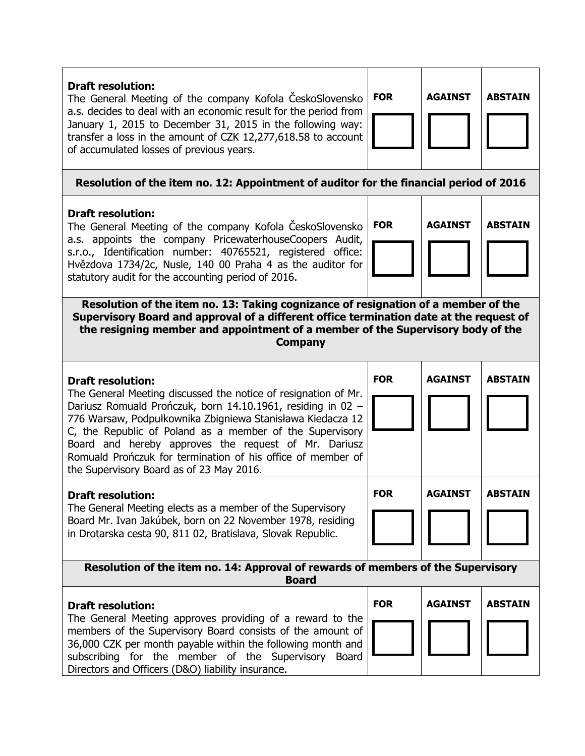| **Draft resolution:** The General Meeting of the company Kofola ČeskoSlovensko a.s. decides to deal with an economic result for the period from January 1, 2015 to December 31, 2015 in the following way: transfer a loss in the amount of CZK 12,277,618.58 to account of accumulated losses of previous years. | **FOR** ☐ | **AGAINST** ☐ | **ABSTAIN** ☐ |
|---|---|---|---|

**Resolution of the item no. 12: Appointment of auditor for the financial period of 2016**

| **Draft resolution:** The General Meeting of the company Kofola ČeskoSlovensko a.s. appoints the company PricewaterhouseCoopers Audit, s.r.o., Identification number: 40765521, registered office: Hvězdova 1734/2c, Nusle, 140 00 Praha 4 as the auditor for statutory audit for the accounting period of 2016. | **FOR** ☐ | **AGAINST** ☐ | **ABSTAIN** ☐ |
|---|---|---|---|

**Resolution of the item no. 13: Taking cognizance of resignation of a member of the Supervisory Board and approval of a different office termination date at the request of the resigning member and appointment of a member of the Supervisory body of the Company**

| **Draft resolution:** The General Meeting discussed the notice of resignation of Mr. Dariusz Romuald Prończuk, born 14.10.1961, residing in 02 – 776 Warsaw, Podpułkownika Zbigniewa Stanisława Kiedacza 12 C, the Republic of Poland as a member of the Supervisory Board and hereby approves the request of Mr. Dariusz Romuald Prończuk for termination of his office of member of the Supervisory Board as of 23 May 2016. | **FOR** ☐ | **AGAINST** ☐ | **ABSTAIN** ☐ |
|---|---|---|---|
| **Draft resolution:** The General Meeting elects as a member of the Supervisory Board Mr. Ivan Jakúbek, born on 22 November 1978, residing in Drotarska cesta 90, 811 02, Bratislava, Slovak Republic. | **FOR** ☐ | **AGAINST** ☐ | **ABSTAIN** ☐ |

**Resolution of the item no. 14: Approval of rewards of members of the Supervisory Board**

| **Draft resolution:** The General Meeting approves providing of a reward to the members of the Supervisory Board consists of the amount of 36,000 CZK per month payable within the following month and subscribing for the member of the Supervisory Board Directors and Officers (D&O) liability insurance. | **FOR** ☐ | **AGAINST** ☐ | **ABSTAIN** ☐ |
|---|---|---|---|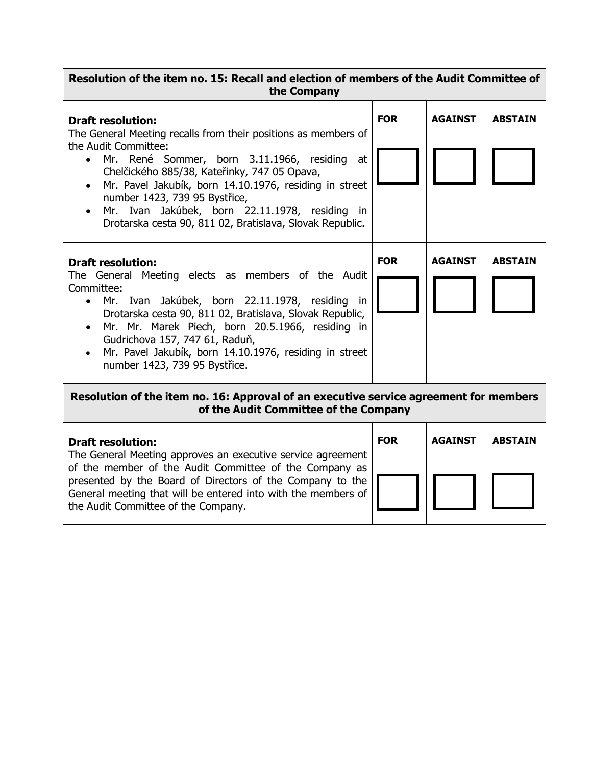| Resolution of the item no. 15: Recall and election of members of the Audit Committee of the Company | | | |
|---|---|---|---|
| **Draft resolution:**<br>The General Meeting recalls from their positions as members of the Audit Committee:<br>• Mr. René Sommer, born 3.11.1966, residing at Chelčického 885/38, Kateřinky, 747 05 Opava,<br>• Mr. Pavel Jakubík, born 14.10.1976, residing in street number 1423, 739 95 Bystřice,<br>• Mr. Ivan Jakúbek, born 22.11.1978, residing in Drotarska cesta 90, 811 02, Bratislava, Slovak Republic. | **FOR**<br>☐ | **AGAINST**<br>☐ | **ABSTAIN**<br>☐ |
| **Draft resolution:**<br>The General Meeting elects as members of the Audit Committee:<br>• Mr. Ivan Jakúbek, born 22.11.1978, residing in Drotarska cesta 90, 811 02, Bratislava, Slovak Republic,<br>• Mr. Mr. Marek Piech, born 20.5.1966, residing in Gudrichova 157, 747 61, Raduň,<br>• Mr. Pavel Jakubík, born 14.10.1976, residing in street number 1423, 739 95 Bystřice. | **FOR**<br>☐ | **AGAINST**<br>☐ | **ABSTAIN**<br>☐ |

| Resolution of the item no. 16: Approval of an executive service agreement for members of the Audit Committee of the Company | | | |
|---|---|---|---|
| **Draft resolution:**<br>The General Meeting approves an executive service agreement of the member of the Audit Committee of the Company as presented by the Board of Directors of the Company to the General meeting that will be entered into with the members of the Audit Committee of the Company. | **FOR**<br>☐ | **AGAINST**<br>☐ | **ABSTAIN**<br>☐ |